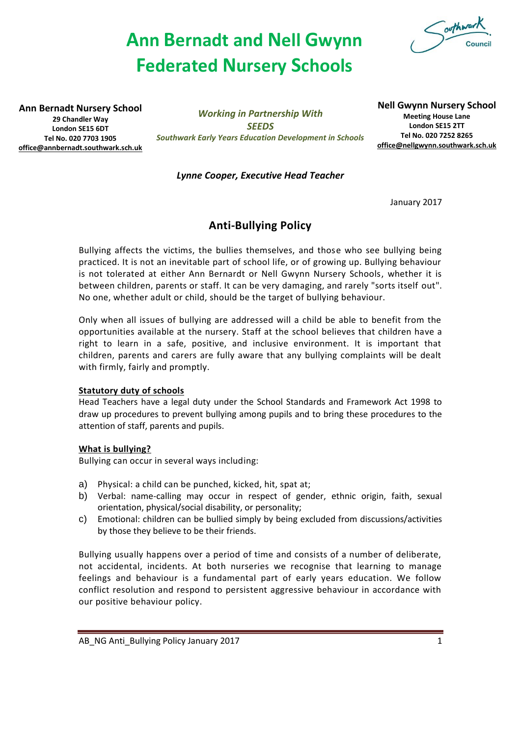# Ann Bernadt and Nell Gwynn Federated Nursery Schools

**Ann Bernadt Nursery School**
**29 Chandler Way**
**London SE15 6DT**
**Tel No. 020 7703 1905**
**office@annbernadt.southwark.sch.uk**

***Working in Partnership With***
***SEEDS***
***Southwark Early Years Education Development in Schools***

**Nell Gwynn Nursery School**
**Meeting House Lane**
**London SE15 2TT**
**Tel No. 020 7252 8265**
**office@nellgwynn.southwark.sch.uk**

***Lynne Cooper, Executive Head Teacher***

January 2017

## Anti-Bullying Policy

Bullying affects the victims, the bullies themselves, and those who see bullying being practiced. It is not an inevitable part of school life, or of growing up. Bullying behaviour is not tolerated at either Ann Bernardt or Nell Gwynn Nursery Schools, whether it is between children, parents or staff. It can be very damaging, and rarely "sorts itself out". No one, whether adult or child, should be the target of bullying behaviour.

Only when all issues of bullying are addressed will a child be able to benefit from the opportunities available at the nursery. Staff at the school believes that children have a right to learn in a safe, positive, and inclusive environment. It is important that children, parents and carers are fully aware that any bullying complaints will be dealt with firmly, fairly and promptly.

### Statutory duty of schools

Head Teachers have a legal duty under the School Standards and Framework Act 1998 to draw up procedures to prevent bullying among pupils and to bring these procedures to the attention of staff, parents and pupils.

### What is bullying?

Bullying can occur in several ways including:

a) Physical: a child can be punched, kicked, hit, spat at;
b) Verbal: name-calling may occur in respect of gender, ethnic origin, faith, sexual orientation, physical/social disability, or personality;
c) Emotional: children can be bullied simply by being excluded from discussions/activities by those they believe to be their friends.

Bullying usually happens over a period of time and consists of a number of deliberate, not accidental, incidents. At both nurseries we recognise that learning to manage feelings and behaviour is a fundamental part of early years education. We follow conflict resolution and respond to persistent aggressive behaviour in accordance with our positive behaviour policy.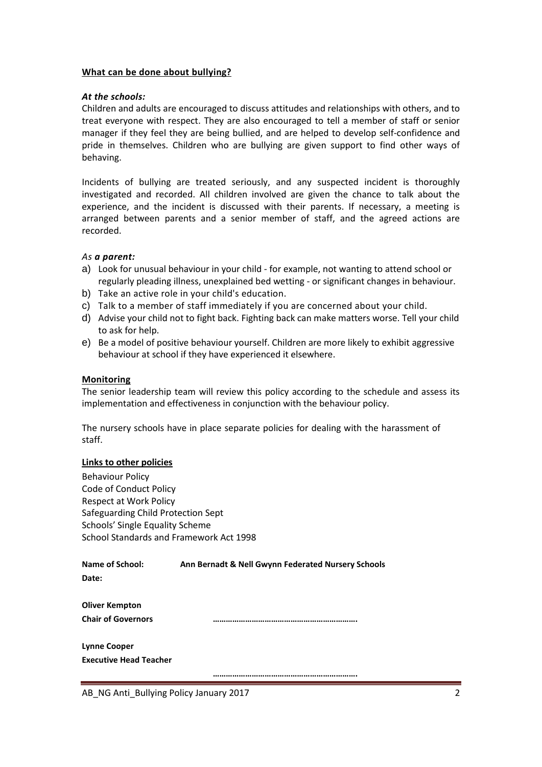## What can be done about bullying?

***At the schools:***

Children and adults are encouraged to discuss attitudes and relationships with others, and to treat everyone with respect. They are also encouraged to tell a member of staff or senior manager if they feel they are being bullied, and are helped to develop self-confidence and pride in themselves. Children who are bullying are given support to find other ways of behaving.

Incidents of bullying are treated seriously, and any suspected incident is thoroughly investigated and recorded. All children involved are given the chance to talk about the experience, and the incident is discussed with their parents. If necessary, a meeting is arranged between parents and a senior member of staff, and the agreed actions are recorded.

*As **a parent:***

a) Look for unusual behaviour in your child - for example, not wanting to attend school or regularly pleading illness, unexplained bed wetting - or significant changes in behaviour.
b) Take an active role in your child's education.
c) Talk to a member of staff immediately if you are concerned about your child.
d) Advise your child not to fight back. Fighting back can make matters worse. Tell your child to ask for help.
e) Be a model of positive behaviour yourself. Children are more likely to exhibit aggressive behaviour at school if they have experienced it elsewhere.

## Monitoring

The senior leadership team will review this policy according to the schedule and assess its implementation and effectiveness in conjunction with the behaviour policy.

The nursery schools have in place separate policies for dealing with the harassment of staff.

## Links to other policies

Behaviour Policy
Code of Conduct Policy
Respect at Work Policy
Safeguarding Child Protection Sept
Schools' Single Equality Scheme
School Standards and Framework Act 1998

**Name of School:** **Ann Bernadt & Nell Gwynn Federated Nursery Schools**

**Date:**

**Oliver Kempton**
**Chair of Governors** ……………………………………………………….

**Lynne Cooper**
**Executive Head Teacher**
……………………………………………………….